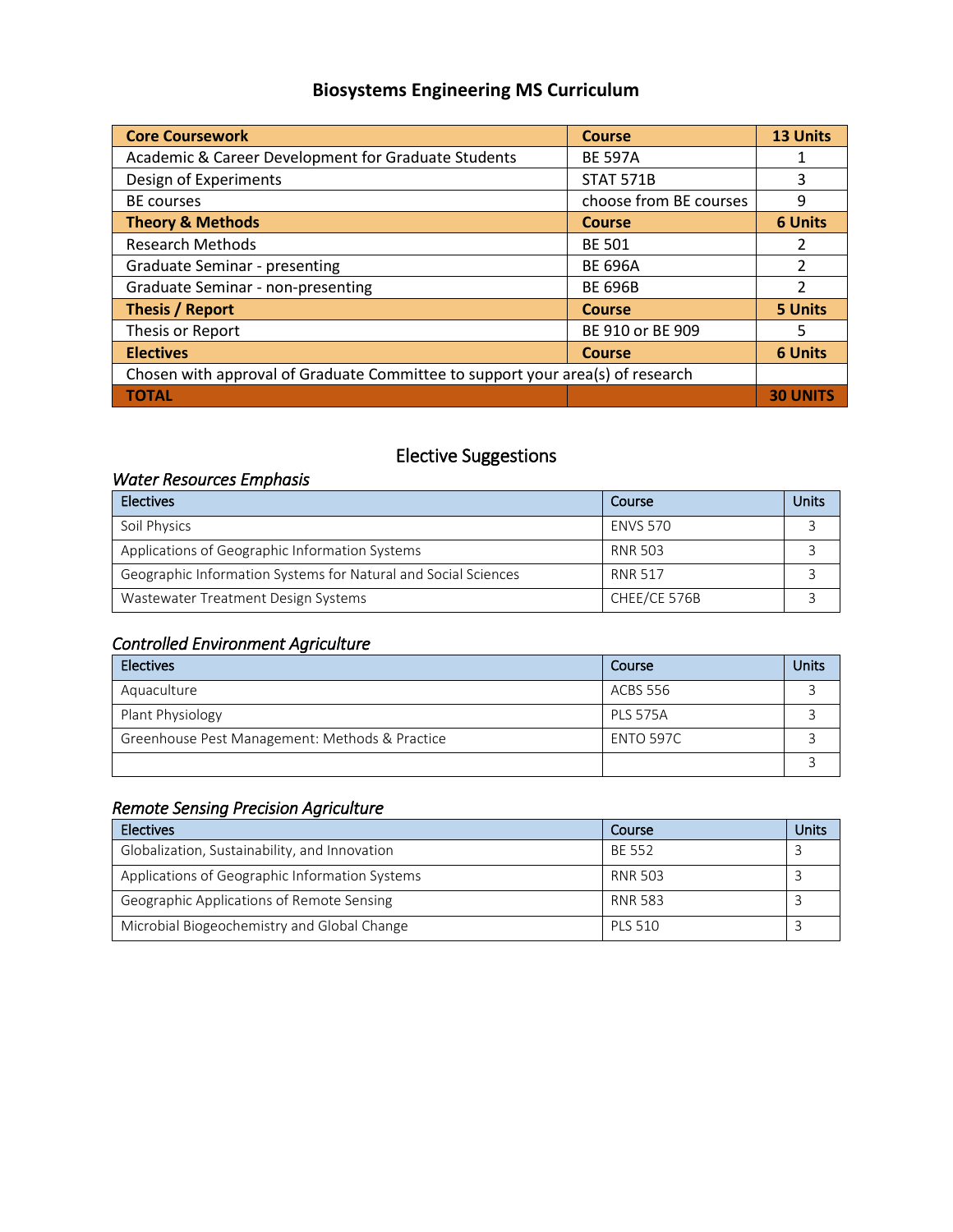# Biosystems Engineering MS Curriculum

| Core Coursework | Course | 13 Units |
|---|---|---|
| Academic & Career Development for Graduate Students | BE 597A | 1 |
| Design of Experiments | STAT 571B | 3 |
| BE courses | choose from BE courses | 9 |
| **Theory & Methods** | **Course** | **6 Units** |
| Research Methods | BE 501 | 2 |
| Graduate Seminar - presenting | BE 696A | 2 |
| Graduate Seminar - non-presenting | BE 696B | 2 |
| **Thesis / Report** | **Course** | **5 Units** |
| Thesis or Report | BE 910 or BE 909 | 5 |
| **Electives** | **Course** | **6 Units** |
| Chosen with approval of Graduate Committee to support your area(s) of research | | |
| **TOTAL** | | **30 UNITS** |

## Elective Suggestions

### *Water Resources Emphasis*

| Electives | Course | Units |
|---|---|---|
| Soil Physics | ENVS 570 | 3 |
| Applications of Geographic Information Systems | RNR 503 | 3 |
| Geographic Information Systems for Natural and Social Sciences | RNR 517 | 3 |
| Wastewater Treatment Design Systems | CHEE/CE 576B | 3 |

### *Controlled Environment Agriculture*

| Electives | Course | Units |
|---|---|---|
| Aquaculture | ACBS 556 | 3 |
| Plant Physiology | PLS 575A | 3 |
| Greenhouse Pest Management: Methods & Practice | ENTO 597C | 3 |
| | | 3 |

### *Remote Sensing Precision Agriculture*

| Electives | Course | Units |
|---|---|---|
| Globalization, Sustainability, and Innovation | BE 552 | 3 |
| Applications of Geographic Information Systems | RNR 503 | 3 |
| Geographic Applications of Remote Sensing | RNR 583 | 3 |
| Microbial Biogeochemistry and Global Change | PLS 510 | 3 |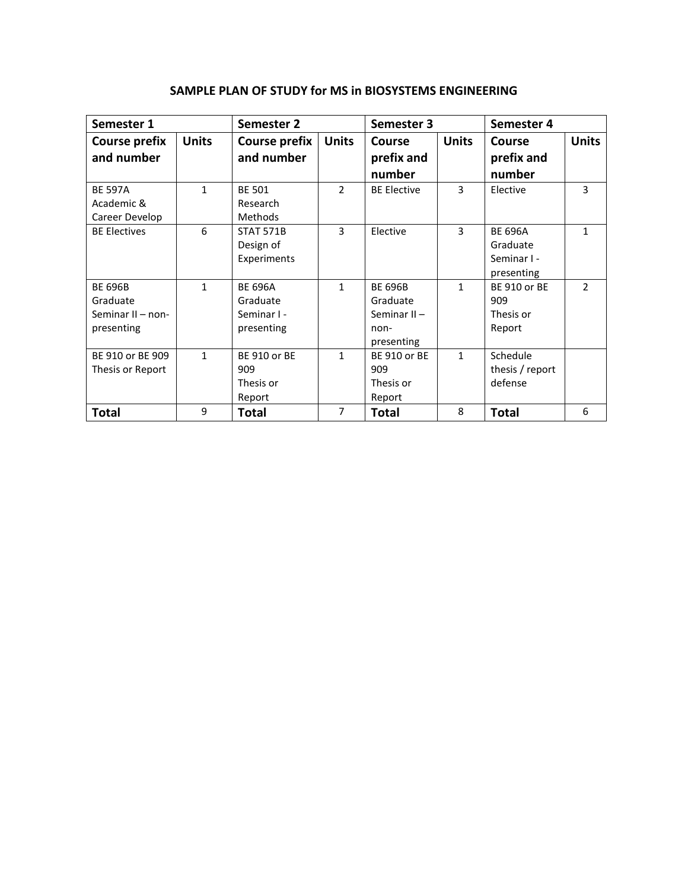## SAMPLE PLAN OF STUDY for MS in BIOSYSTEMS ENGINEERING

| Semester 1 | | Semester 2 | | Semester 3 | | Semester 4 | |
|---|---|---|---|---|---|---|---|
| **Course prefix and number** | **Units** | **Course prefix and number** | **Units** | **Course prefix and number** | **Units** | **Course prefix and number** | **Units** |
| BE 597A Academic & Career Develop | 1 | BE 501 Research Methods | 2 | BE Elective | 3 | Elective | 3 |
| BE Electives | 6 | STAT 571B Design of Experiments | 3 | Elective | 3 | BE 696A Graduate Seminar I - presenting | 1 |
| BE 696B Graduate Seminar II – non-presenting | 1 | BE 696A Graduate Seminar I - presenting | 1 | BE 696B Graduate Seminar II – non-presenting | 1 | BE 910 or BE 909 Thesis or Report | 2 |
| BE 910 or BE 909 Thesis or Report | 1 | BE 910 or BE 909 Thesis or Report | 1 | BE 910 or BE 909 Thesis or Report | 1 | Schedule thesis / report defense | |
| **Total** | 9 | **Total** | 7 | **Total** | 8 | **Total** | 6 |